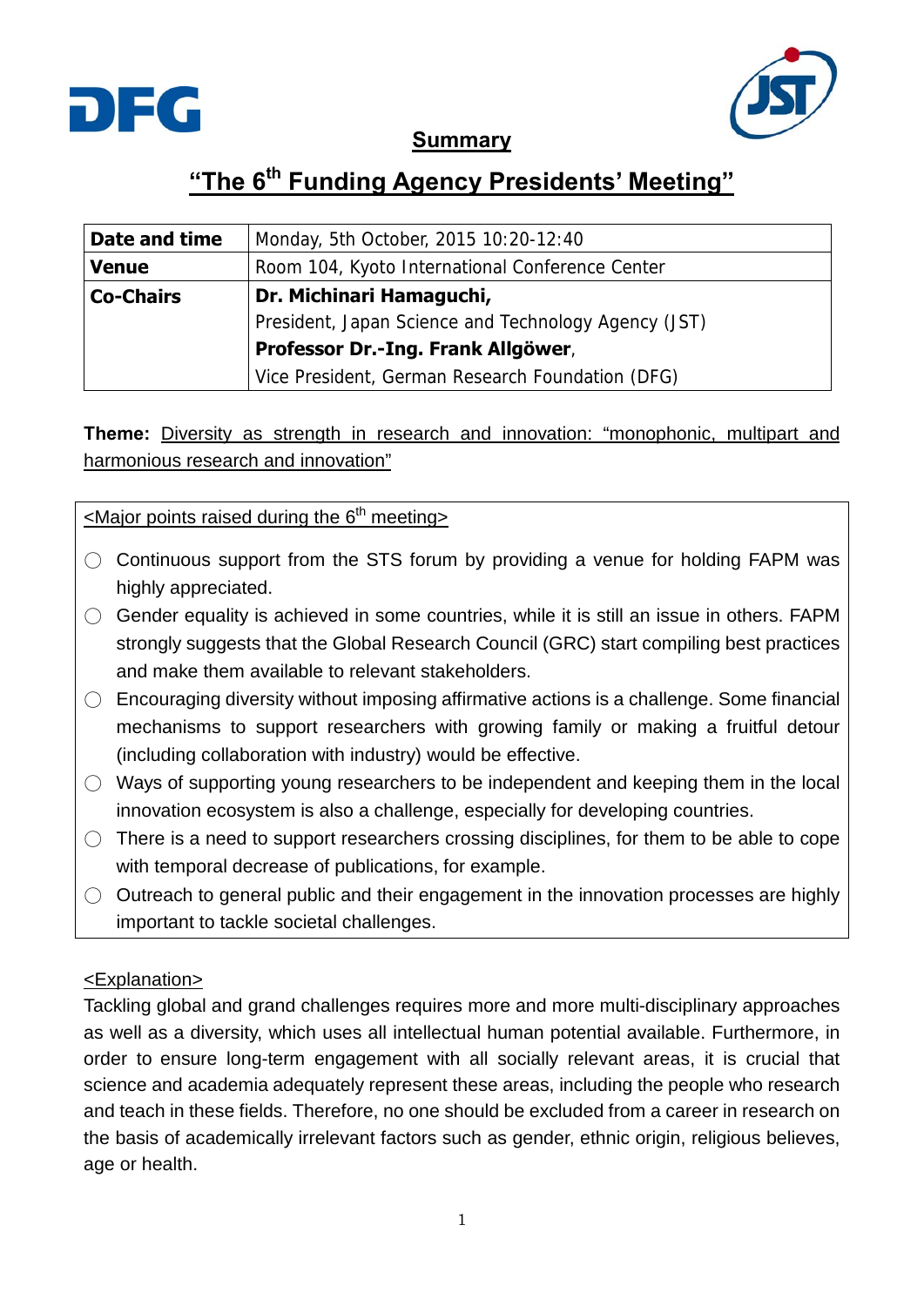## Summary

# "The 6th Funding Agency Presidents' Meeting"

| | |
|---|---|
| **Date and time** | Monday, 5th October, 2015 10:20-12:40 |
| **Venue** | Room 104, Kyoto International Conference Center |
| **Co-Chairs** | **Dr. Michinari Hamaguchi,**<br>President, Japan Science and Technology Agency (JST)<br>**Professor Dr.-Ing. Frank Allgöwer**,<br>Vice President, German Research Foundation (DFG) |

**Theme:** Diversity as strength in research and innovation: "monophonic, multipart and harmonious research and innovation"

<Major points raised during the 6th meeting>

- ○ Continuous support from the STS forum by providing a venue for holding FAPM was highly appreciated.
- ○ Gender equality is achieved in some countries, while it is still an issue in others. FAPM strongly suggests that the Global Research Council (GRC) start compiling best practices and make them available to relevant stakeholders.
- ○ Encouraging diversity without imposing affirmative actions is a challenge. Some financial mechanisms to support researchers with growing family or making a fruitful detour (including collaboration with industry) would be effective.
- ○ Ways of supporting young researchers to be independent and keeping them in the local innovation ecosystem is also a challenge, especially for developing countries.
- ○ There is a need to support researchers crossing disciplines, for them to be able to cope with temporal decrease of publications, for example.
- ○ Outreach to general public and their engagement in the innovation processes are highly important to tackle societal challenges.

<Explanation>

Tackling global and grand challenges requires more and more multi-disciplinary approaches as well as a diversity, which uses all intellectual human potential available. Furthermore, in order to ensure long-term engagement with all socially relevant areas, it is crucial that science and academia adequately represent these areas, including the people who research and teach in these fields. Therefore, no one should be excluded from a career in research on the basis of academically irrelevant factors such as gender, ethnic origin, religious believes, age or health.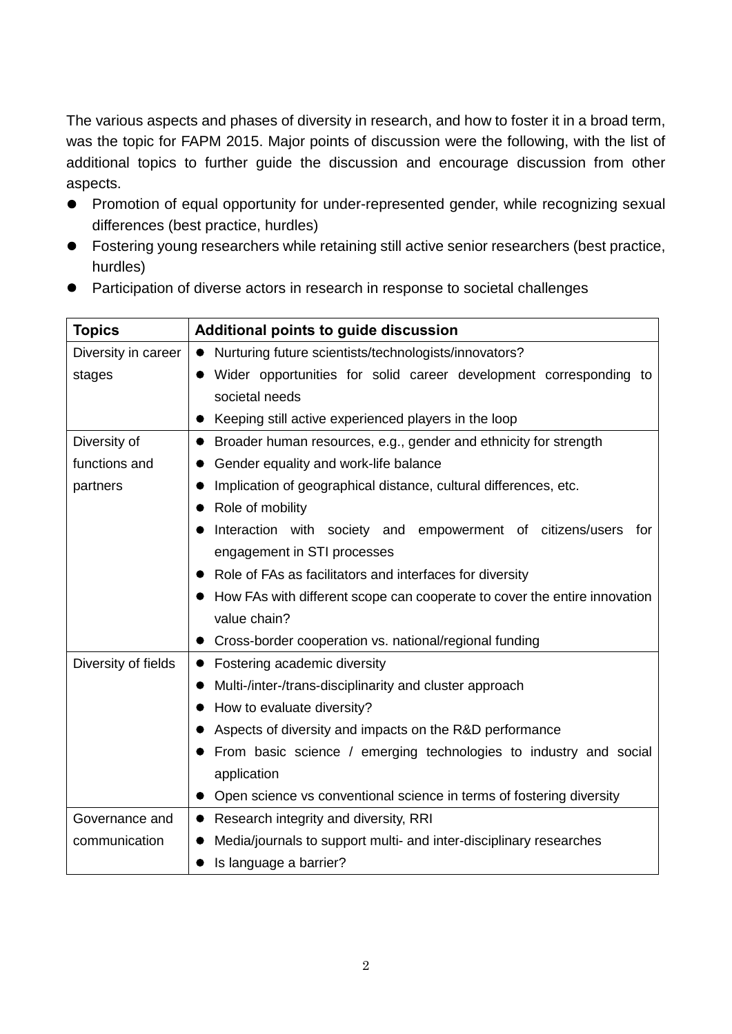The various aspects and phases of diversity in research, and how to foster it in a broad term, was the topic for FAPM 2015. Major points of discussion were the following, with the list of additional topics to further guide the discussion and encourage discussion from other aspects.

- Promotion of equal opportunity for under-represented gender, while recognizing sexual differences (best practice, hurdles)
- Fostering young researchers while retaining still active senior researchers (best practice, hurdles)
- Participation of diverse actors in research in response to societal challenges

| **Topics** | **Additional points to guide discussion** |
|---|---|
| Diversity in career stages | • Nurturing future scientists/technologists/innovators?<br>• Wider opportunities for solid career development corresponding to societal needs<br>• Keeping still active experienced players in the loop |
| Diversity of functions and partners | • Broader human resources, e.g., gender and ethnicity for strength<br>• Gender equality and work-life balance<br>• Implication of geographical distance, cultural differences, etc.<br>• Role of mobility<br>• Interaction with society and empowerment of citizens/users for engagement in STI processes<br>• Role of FAs as facilitators and interfaces for diversity<br>• How FAs with different scope can cooperate to cover the entire innovation value chain?<br>• Cross-border cooperation vs. national/regional funding |
| Diversity of fields | • Fostering academic diversity<br>• Multi-/inter-/trans-disciplinarity and cluster approach<br>• How to evaluate diversity?<br>• Aspects of diversity and impacts on the R&D performance<br>• From basic science / emerging technologies to industry and social application<br>• Open science vs conventional science in terms of fostering diversity |
| Governance and communication | • Research integrity and diversity, RRI<br>• Media/journals to support multi- and inter-disciplinary researches<br>• Is language a barrier? |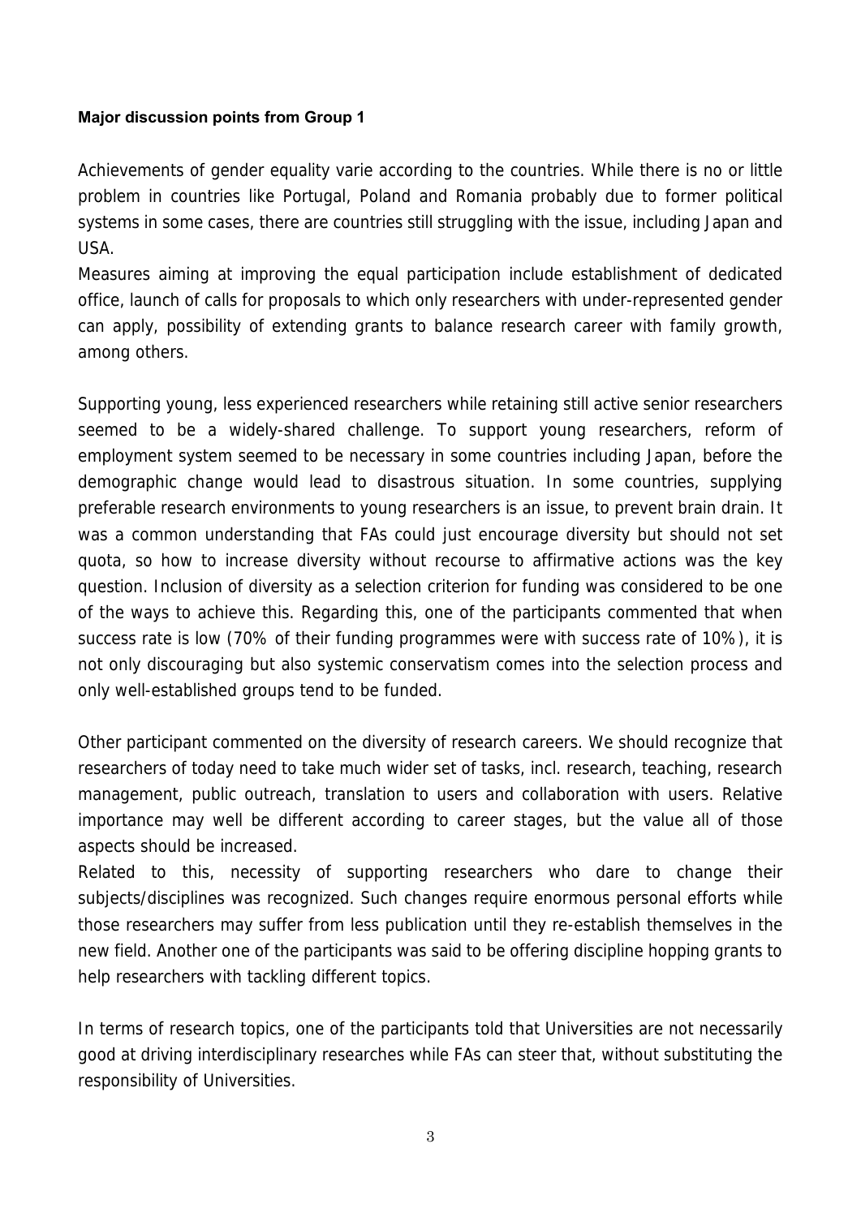**Major discussion points from Group 1**

Achievements of gender equality varie according to the countries. While there is no or little problem in countries like Portugal, Poland and Romania probably due to former political systems in some cases, there are countries still struggling with the issue, including Japan and USA.

Measures aiming at improving the equal participation include establishment of dedicated office, launch of calls for proposals to which only researchers with under-represented gender can apply, possibility of extending grants to balance research career with family growth, among others.

Supporting young, less experienced researchers while retaining still active senior researchers seemed to be a widely-shared challenge. To support young researchers, reform of employment system seemed to be necessary in some countries including Japan, before the demographic change would lead to disastrous situation. In some countries, supplying preferable research environments to young researchers is an issue, to prevent brain drain. It was a common understanding that FAs could just encourage diversity but should not set quota, so how to increase diversity without recourse to affirmative actions was the key question. Inclusion of diversity as a selection criterion for funding was considered to be one of the ways to achieve this. Regarding this, one of the participants commented that when success rate is low (70% of their funding programmes were with success rate of 10%), it is not only discouraging but also systemic conservatism comes into the selection process and only well-established groups tend to be funded.

Other participant commented on the diversity of research careers. We should recognize that researchers of today need to take much wider set of tasks, incl. research, teaching, research management, public outreach, translation to users and collaboration with users. Relative importance may well be different according to career stages, but the value all of those aspects should be increased.

Related to this, necessity of supporting researchers who dare to change their subjects/disciplines was recognized. Such changes require enormous personal efforts while those researchers may suffer from less publication until they re-establish themselves in the new field. Another one of the participants was said to be offering discipline hopping grants to help researchers with tackling different topics.

In terms of research topics, one of the participants told that Universities are not necessarily good at driving interdisciplinary researches while FAs can steer that, without substituting the responsibility of Universities.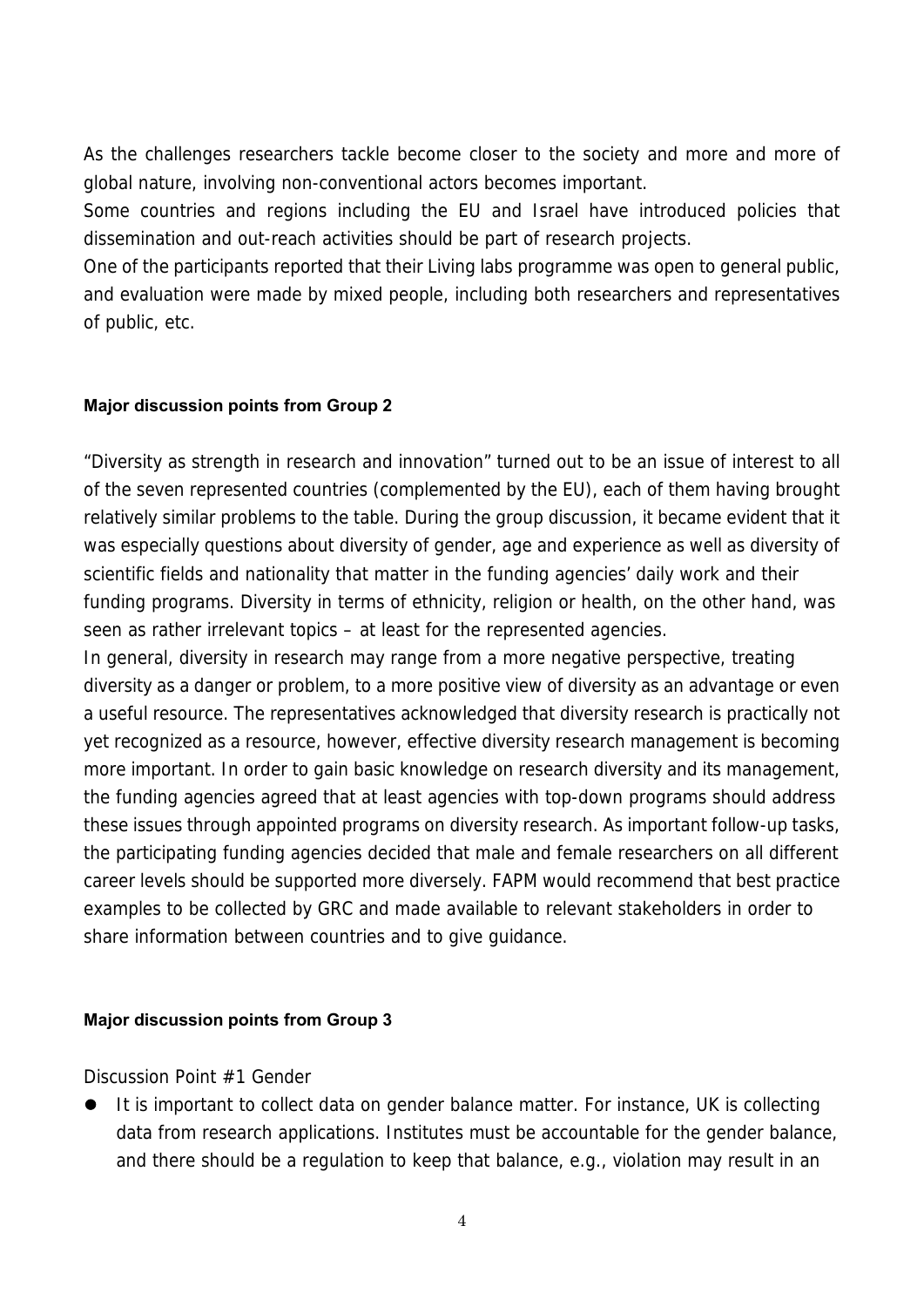As the challenges researchers tackle become closer to the society and more and more of global nature, involving non-conventional actors becomes important.

Some countries and regions including the EU and Israel have introduced policies that dissemination and out-reach activities should be part of research projects.

One of the participants reported that their Living labs programme was open to general public, and evaluation were made by mixed people, including both researchers and representatives of public, etc.

**Major discussion points from Group 2**

"Diversity as strength in research and innovation" turned out to be an issue of interest to all of the seven represented countries (complemented by the EU), each of them having brought relatively similar problems to the table. During the group discussion, it became evident that it was especially questions about diversity of gender, age and experience as well as diversity of scientific fields and nationality that matter in the funding agencies' daily work and their funding programs. Diversity in terms of ethnicity, religion or health, on the other hand, was seen as rather irrelevant topics – at least for the represented agencies.

In general, diversity in research may range from a more negative perspective, treating diversity as a danger or problem, to a more positive view of diversity as an advantage or even a useful resource. The representatives acknowledged that diversity research is practically not yet recognized as a resource, however, effective diversity research management is becoming more important. In order to gain basic knowledge on research diversity and its management, the funding agencies agreed that at least agencies with top-down programs should address these issues through appointed programs on diversity research. As important follow-up tasks, the participating funding agencies decided that male and female researchers on all different career levels should be supported more diversely. FAPM would recommend that best practice examples to be collected by GRC and made available to relevant stakeholders in order to share information between countries and to give guidance.

**Major discussion points from Group 3**

Discussion Point #1 Gender

- It is important to collect data on gender balance matter. For instance, UK is collecting data from research applications. Institutes must be accountable for the gender balance, and there should be a regulation to keep that balance, e.g., violation may result in an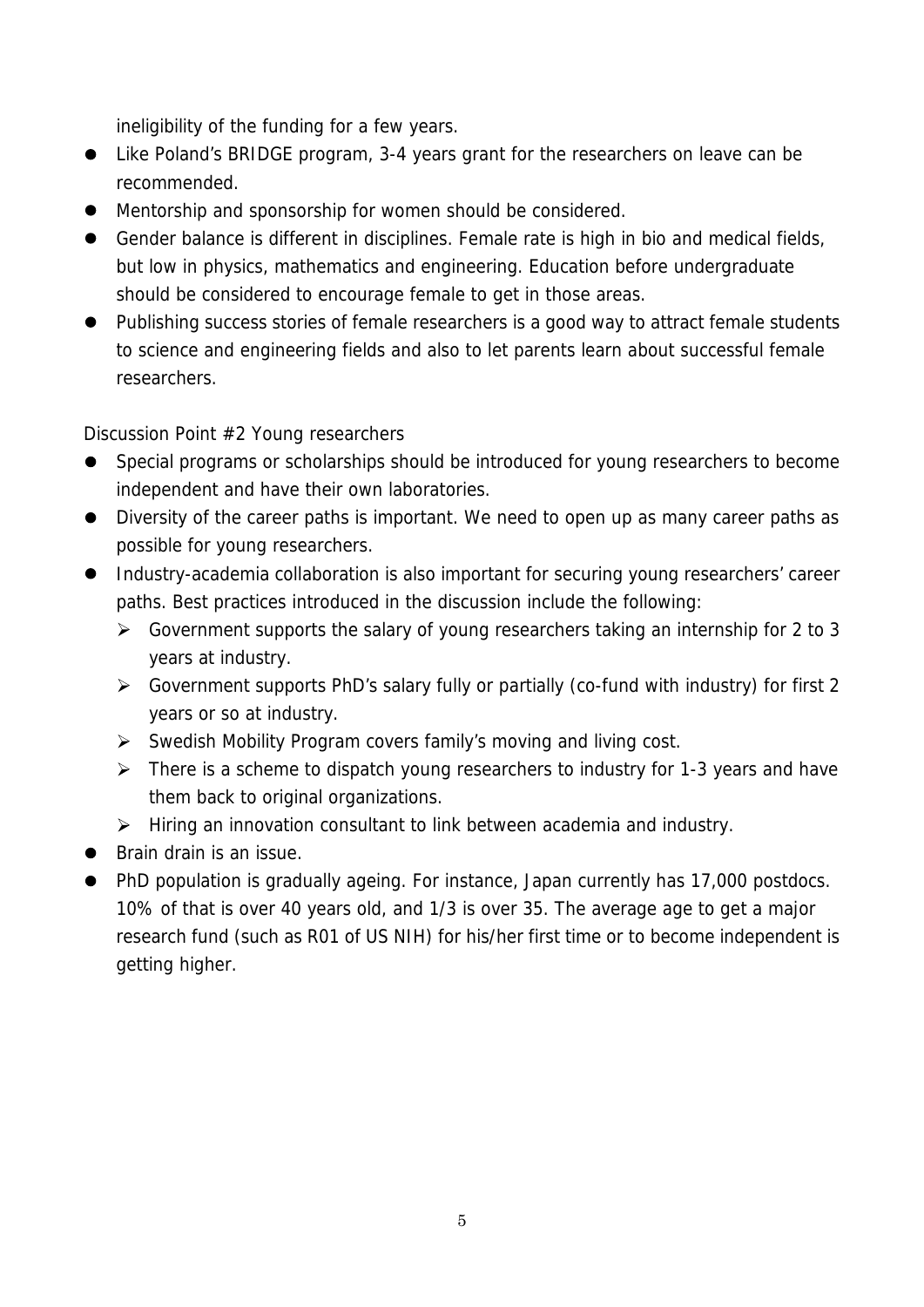ineligibility of the funding for a few years.

- Like Poland's BRIDGE program, 3-4 years grant for the researchers on leave can be recommended.
- Mentorship and sponsorship for women should be considered.
- Gender balance is different in disciplines. Female rate is high in bio and medical fields, but low in physics, mathematics and engineering. Education before undergraduate should be considered to encourage female to get in those areas.
- Publishing success stories of female researchers is a good way to attract female students to science and engineering fields and also to let parents learn about successful female researchers.

Discussion Point #2 Young researchers

- Special programs or scholarships should be introduced for young researchers to become independent and have their own laboratories.
- Diversity of the career paths is important. We need to open up as many career paths as possible for young researchers.
- Industry-academia collaboration is also important for securing young researchers' career paths. Best practices introduced in the discussion include the following:
  - Government supports the salary of young researchers taking an internship for 2 to 3 years at industry.
  - Government supports PhD's salary fully or partially (co-fund with industry) for first 2 years or so at industry.
  - Swedish Mobility Program covers family's moving and living cost.
  - There is a scheme to dispatch young researchers to industry for 1-3 years and have them back to original organizations.
  - Hiring an innovation consultant to link between academia and industry.
- Brain drain is an issue.
- PhD population is gradually ageing. For instance, Japan currently has 17,000 postdocs. 10% of that is over 40 years old, and 1/3 is over 35. The average age to get a major research fund (such as R01 of US NIH) for his/her first time or to become independent is getting higher.